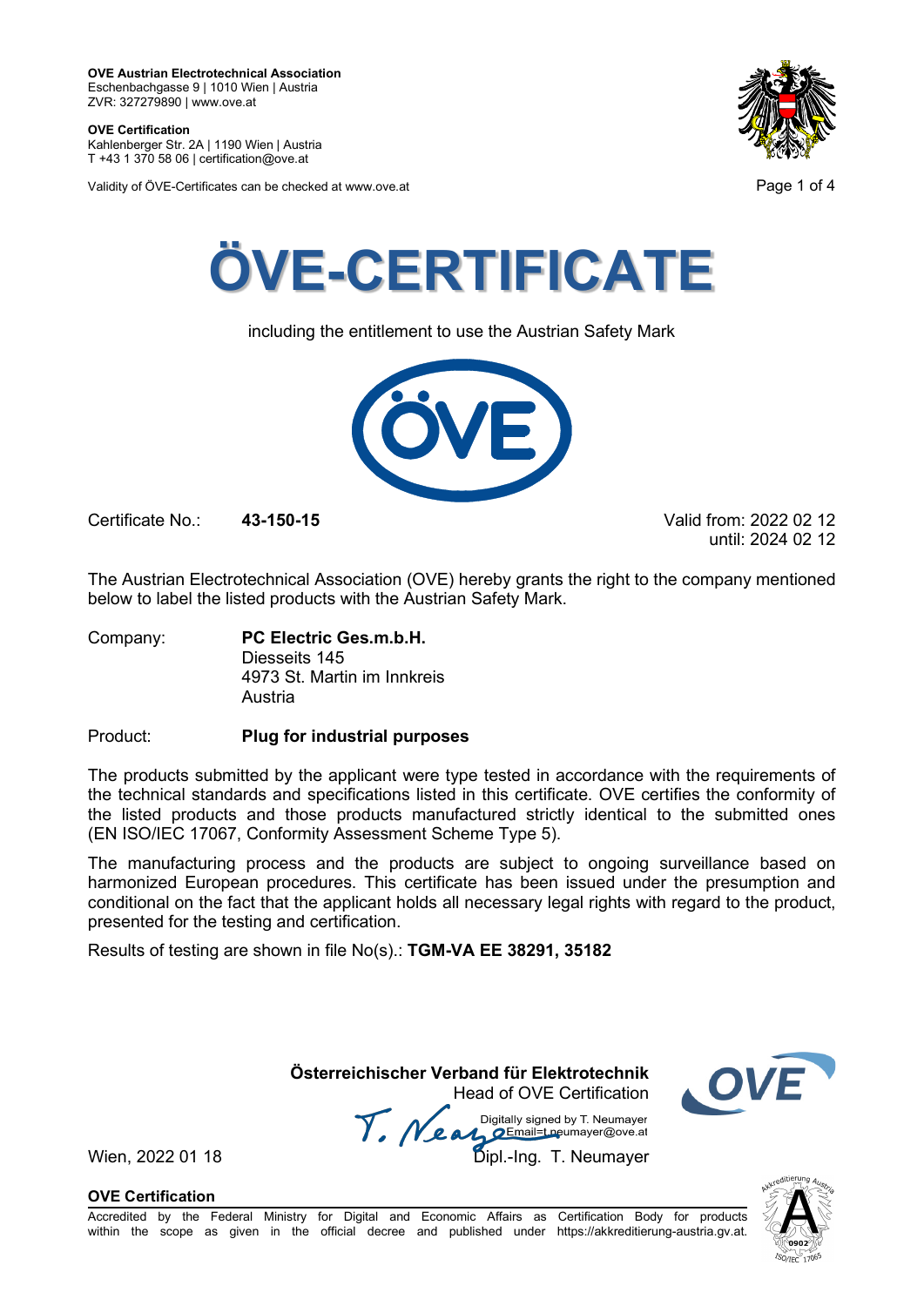**OVE Austrian Electrotechnical Association**
Eschenbachgasse 9 | 1010 Wien | Austria
ZVR: 327279890 | www.ove.at

**OVE Certification**
Kahlenberger Str. 2A | 1190 Wien | Austria
T +43 1 370 58 06 | certification@ove.at

Validity of ÖVE-Certificates can be checked at www.ove.at

# ÖVE-CERTIFICATE

including the entitlement to use the Austrian Safety Mark

Certificate No.: **43-150-15**

Valid from: 2022 02 12
until: 2024 02 12

The Austrian Electrotechnical Association (OVE) hereby grants the right to the company mentioned below to label the listed products with the Austrian Safety Mark.

Company: **PC Electric Ges.m.b.H.**
Diesseits 145
4973 St. Martin im Innkreis
Austria

Product: **Plug for industrial purposes**

The products submitted by the applicant were type tested in accordance with the requirements of the technical standards and specifications listed in this certificate. OVE certifies the conformity of the listed products and those products manufactured strictly identical to the submitted ones (EN ISO/IEC 17067, Conformity Assessment Scheme Type 5).

The manufacturing process and the products are subject to ongoing surveillance based on harmonized European procedures. This certificate has been issued under the presumption and conditional on the fact that the applicant holds all necessary legal rights with regard to the product, presented for the testing and certification.

Results of testing are shown in file No(s).: **TGM-VA EE 38291, 35182**

**Österreichischer Verband für Elektrotechnik**
Head of OVE Certification

Digitally signed by T. Neumayer
Email=t.neumayer@ove.at

Wien, 2022 01 18

Dipl.-Ing. T. Neumayer

**OVE Certification**

Accredited by the Federal Ministry for Digital and Economic Affairs as Certification Body for products within the scope as given in the official decree and published under https://akkreditierung-austria.gv.at.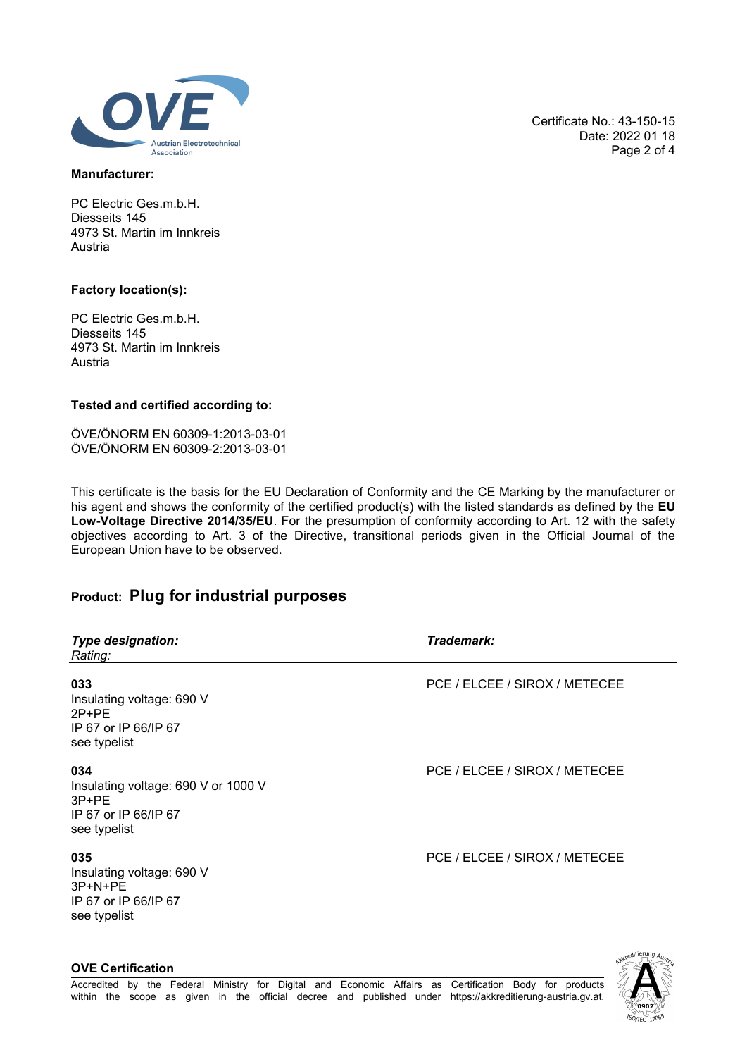Certificate No.: 43-150-15
Date: 2022 01 18

**Manufacturer:**

PC Electric Ges.m.b.H.
Diesseits 145
4973 St. Martin im Innkreis
Austria

**Factory location(s):**

PC Electric Ges.m.b.H.
Diesseits 145
4973 St. Martin im Innkreis
Austria

**Tested and certified according to:**

ÖVE/ÖNORM EN 60309-1:2013-03-01
ÖVE/ÖNORM EN 60309-2:2013-03-01

This certificate is the basis for the EU Declaration of Conformity and the CE Marking by the manufacturer or his agent and shows the conformity of the certified product(s) with the listed standards as defined by the **EU Low-Voltage Directive 2014/35/EU**. For the presumption of conformity according to Art. 12 with the safety objectives according to Art. 3 of the Directive, transitional periods given in the Official Journal of the European Union have to be observed.

## **Product:** Plug for industrial purposes

| ***Type designation:*** *Rating:* | ***Trademark:*** |
|---|---|
| **033** Insulating voltage: 690 V 2P+PE IP 67 or IP 66/IP 67 see typelist | PCE / ELCEE / SIROX / METECEE |
| **034** Insulating voltage: 690 V or 1000 V 3P+PE IP 67 or IP 66/IP 67 see typelist | PCE / ELCEE / SIROX / METECEE |
| **035** Insulating voltage: 690 V 3P+N+PE IP 67 or IP 66/IP 67 see typelist | PCE / ELCEE / SIROX / METECEE |

**OVE Certification**

Accredited by the Federal Ministry for Digital and Economic Affairs as Certification Body for products within the scope as given in the official decree and published under https://akkreditierung-austria.gv.at.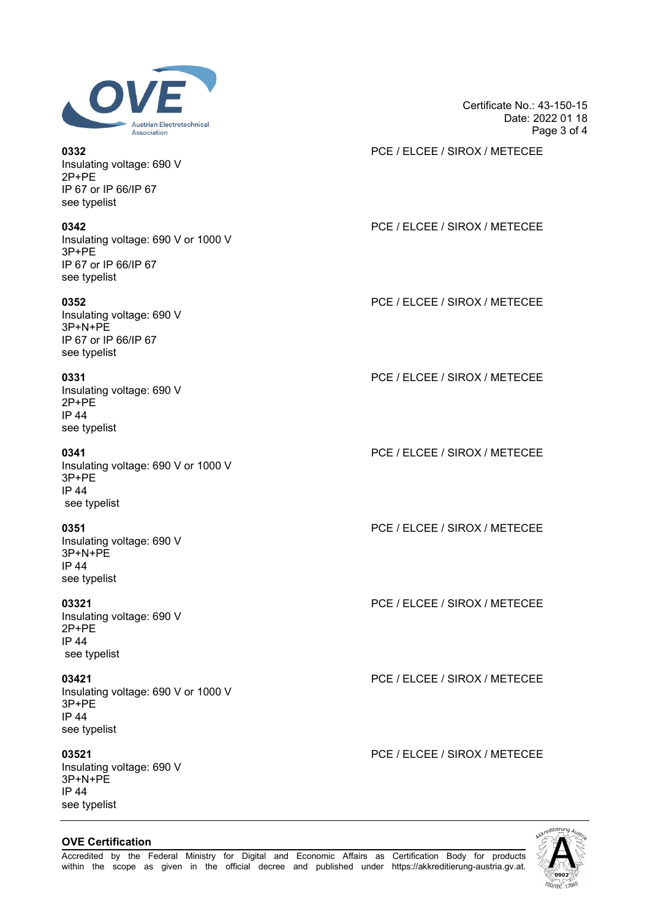| | |
|---|---|
| **0332**<br>Insulating voltage: 690 V<br>2P+PE<br>IP 67 or IP 66/IP 67<br>see typelist | PCE / ELCEE / SIROX / METECEE |
| **0342**<br>Insulating voltage: 690 V or 1000 V<br>3P+PE<br>IP 67 or IP 66/IP 67<br>see typelist | PCE / ELCEE / SIROX / METECEE |
| **0352**<br>Insulating voltage: 690 V<br>3P+N+PE<br>IP 67 or IP 66/IP 67<br>see typelist | PCE / ELCEE / SIROX / METECEE |
| **0331**<br>Insulating voltage: 690 V<br>2P+PE<br>IP 44<br>see typelist | PCE / ELCEE / SIROX / METECEE |
| **0341**<br>Insulating voltage: 690 V or 1000 V<br>3P+PE<br>IP 44<br>see typelist | PCE / ELCEE / SIROX / METECEE |
| **0351**<br>Insulating voltage: 690 V<br>3P+N+PE<br>IP 44<br>see typelist | PCE / ELCEE / SIROX / METECEE |
| **03321**<br>Insulating voltage: 690 V<br>2P+PE<br>IP 44<br>see typelist | PCE / ELCEE / SIROX / METECEE |
| **03421**<br>Insulating voltage: 690 V or 1000 V<br>3P+PE<br>IP 44<br>see typelist | PCE / ELCEE / SIROX / METECEE |
| **03521**<br>Insulating voltage: 690 V<br>3P+N+PE<br>IP 44<br>see typelist | PCE / ELCEE / SIROX / METECEE |

**OVE Certification**

Accredited by the Federal Ministry for Digital and Economic Affairs as Certification Body for products within the scope as given in the official decree and published under https://akkreditierung-austria.gv.at.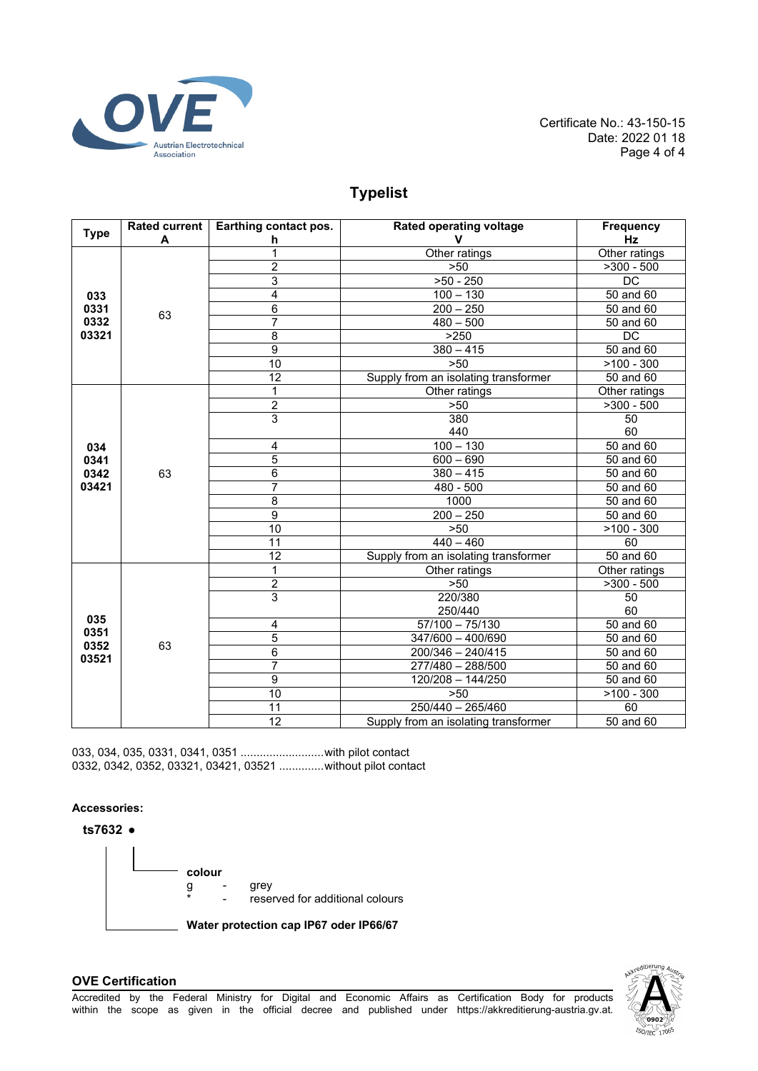## Typelist

| Type | Rated current<br>A | Earthing contact pos.<br>h | Rated operating voltage<br>V | Frequency<br>Hz |
|---|---|---|---|---|
| 033<br>0331<br>0332<br>03321 | 63 | 1 | Other ratings | Other ratings |
| | | 2 | >50 | >300 - 500 |
| | | 3 | >50 - 250 | DC |
| | | 4 | 100 – 130 | 50 and 60 |
| | | 6 | 200 – 250 | 50 and 60 |
| | | 7 | 480 – 500 | 50 and 60 |
| | | 8 | >250 | DC |
| | | 9 | 380 – 415 | 50 and 60 |
| | | 10 | >50 | >100 - 300 |
| | | 12 | Supply from an isolating transformer | 50 and 60 |
| 034<br>0341<br>0342<br>03421 | 63 | 1 | Other ratings | Other ratings |
| | | 2 | >50 | >300 - 500 |
| | | 3 | 380<br>440 | 50<br>60 |
| | | 4 | 100 – 130 | 50 and 60 |
| | | 5 | 600 – 690 | 50 and 60 |
| | | 6 | 380 – 415 | 50 and 60 |
| | | 7 | 480 - 500 | 50 and 60 |
| | | 8 | 1000 | 50 and 60 |
| | | 9 | 200 – 250 | 50 and 60 |
| | | 10 | >50 | >100 - 300 |
| | | 11 | 440 – 460 | 60 |
| | | 12 | Supply from an isolating transformer | 50 and 60 |
| 035<br>0351<br>0352<br>03521 | 63 | 1 | Other ratings | Other ratings |
| | | 2 | >50 | >300 - 500 |
| | | 3 | 220/380<br>250/440 | 50<br>60 |
| | | 4 | 57/100 – 75/130 | 50 and 60 |
| | | 5 | 347/600 – 400/690 | 50 and 60 |
| | | 6 | 200/346 – 240/415 | 50 and 60 |
| | | 7 | 277/480 – 288/500 | 50 and 60 |
| | | 9 | 120/208 – 144/250 | 50 and 60 |
| | | 10 | >50 | >100 - 300 |
| | | 11 | 250/440 – 265/460 | 60 |
| | | 12 | Supply from an isolating transformer | 50 and 60 |

033, 034, 035, 0331, 0341, 0351 ..........................with pilot contact
0332, 0342, 0352, 03321, 03421, 03521 .............without pilot contact

**Accessories:**

**ts7632 ●**

**colour**

g - grey
* - reserved for additional colours

**Water protection cap IP67 oder IP66/67**

**OVE Certification**

Accredited by the Federal Ministry for Digital and Economic Affairs as Certification Body for products within the scope as given in the official decree and published under https://akkreditierung-austria.gv.at.